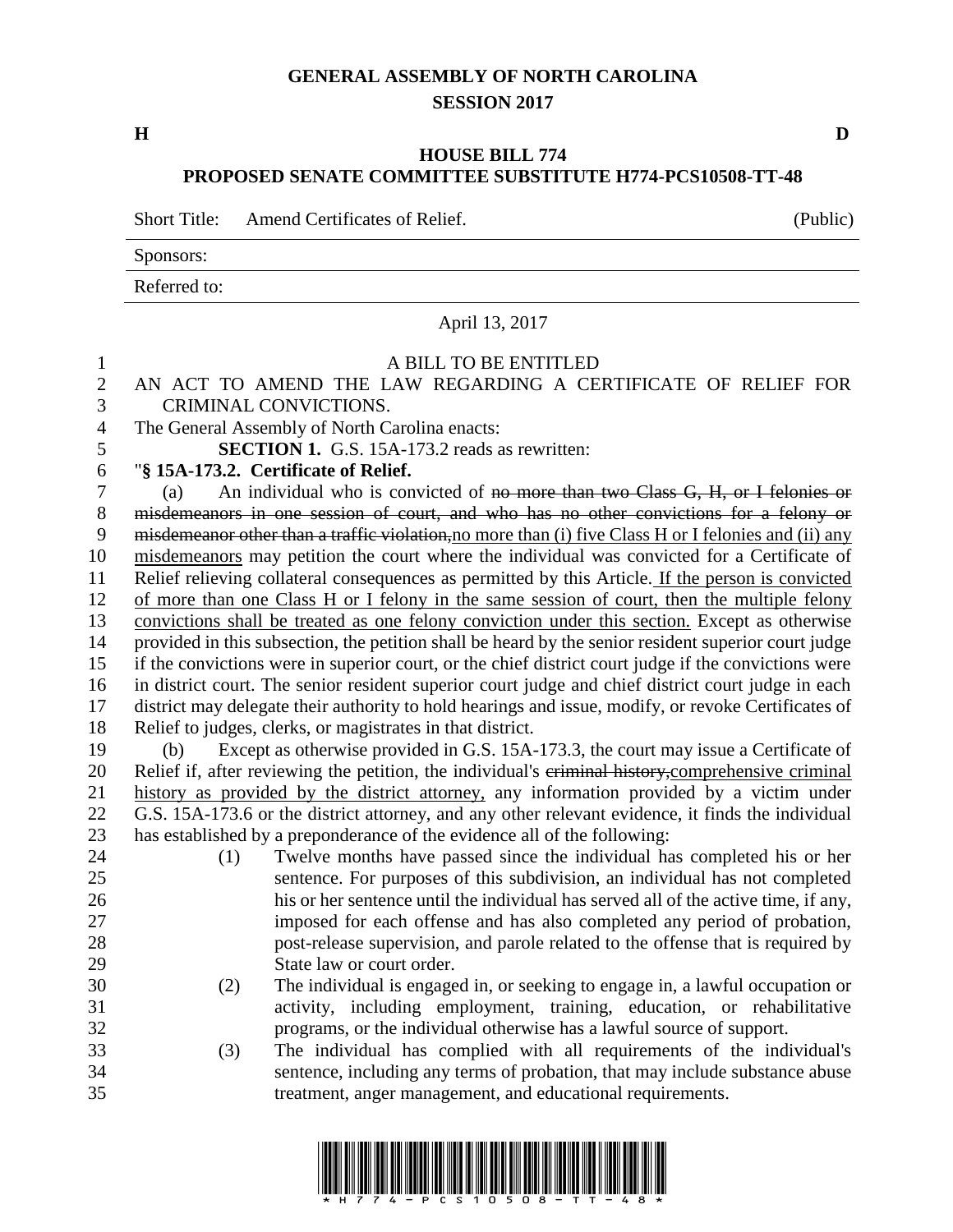**GENERAL ASSEMBLY OF NORTH CAROLINA**
**SESSION 2017**

**H** **D**

**HOUSE BILL 774**
**PROPOSED SENATE COMMITTEE SUBSTITUTE H774-PCS10508-TT-48**

Short Title: Amend Certificates of Relief. (Public)

Sponsors:

Referred to:

April 13, 2017

A BILL TO BE ENTITLED

AN ACT TO AMEND THE LAW REGARDING A CERTIFICATE OF RELIEF FOR CRIMINAL CONVICTIONS.

The General Assembly of North Carolina enacts:

**SECTION 1.** G.S. 15A-173.2 reads as rewritten:

"**§ 15A-173.2. Certificate of Relief.**

(a) An individual who is convicted of ~~no more than two Class G, H, or I felonies or misdemeanors in one session of court, and who has no other convictions for a felony or misdemeanor other than a traffic violation,~~<u>no more than (i) five Class H or I felonies and (ii) any misdemeanors</u> may petition the court where the individual was convicted for a Certificate of Relief relieving collateral consequences as permitted by this Article.<u> If the person is convicted of more than one Class H or I felony in the same session of court, then the multiple felony convictions shall be treated as one felony conviction under this section.</u> Except as otherwise provided in this subsection, the petition shall be heard by the senior resident superior court judge if the convictions were in superior court, or the chief district court judge if the convictions were in district court. The senior resident superior court judge and chief district court judge in each district may delegate their authority to hold hearings and issue, modify, or revoke Certificates of Relief to judges, clerks, or magistrates in that district.

(b) Except as otherwise provided in G.S. 15A-173.3, the court may issue a Certificate of Relief if, after reviewing the petition, the individual's ~~criminal history,~~<u>comprehensive criminal history as provided by the district attorney,</u> any information provided by a victim under G.S. 15A-173.6 or the district attorney, and any other relevant evidence, it finds the individual has established by a preponderance of the evidence all of the following:

(1) Twelve months have passed since the individual has completed his or her sentence. For purposes of this subdivision, an individual has not completed his or her sentence until the individual has served all of the active time, if any, imposed for each offense and has also completed any period of probation, post-release supervision, and parole related to the offense that is required by State law or court order.

(2) The individual is engaged in, or seeking to engage in, a lawful occupation or activity, including employment, training, education, or rehabilitative programs, or the individual otherwise has a lawful source of support.

(3) The individual has complied with all requirements of the individual's sentence, including any terms of probation, that may include substance abuse treatment, anger management, and educational requirements.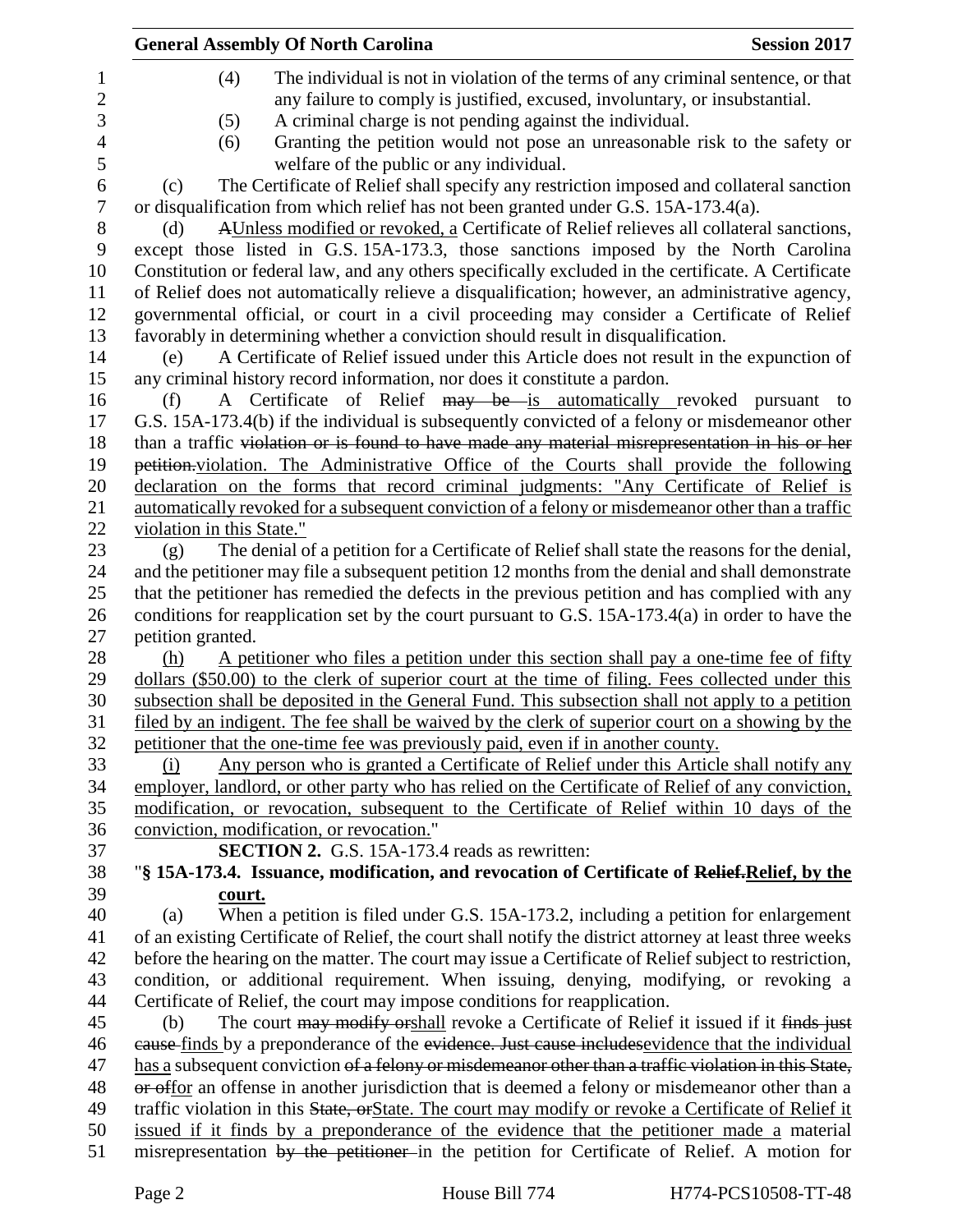(4) The individual is not in violation of the terms of any criminal sentence, or that any failure to comply is justified, excused, involuntary, or insubstantial.

(5) A criminal charge is not pending against the individual.

(6) Granting the petition would not pose an unreasonable risk to the safety or welfare of the public or any individual.

(c) The Certificate of Relief shall specify any restriction imposed and collateral sanction or disqualification from which relief has not been granted under G.S. 15A-173.4(a).

(d) ~~A~~Unless modified or revoked, a Certificate of Relief relieves all collateral sanctions, except those listed in G.S. 15A-173.3, those sanctions imposed by the North Carolina Constitution or federal law, and any others specifically excluded in the certificate. A Certificate of Relief does not automatically relieve a disqualification; however, an administrative agency, governmental official, or court in a civil proceeding may consider a Certificate of Relief favorably in determining whether a conviction should result in disqualification.

(e) A Certificate of Relief issued under this Article does not result in the expunction of any criminal history record information, nor does it constitute a pardon.

(f) A Certificate of Relief ~~may be~~ is automatically revoked pursuant to G.S. 15A-173.4(b) if the individual is subsequently convicted of a felony or misdemeanor other than a traffic ~~violation or is found to have made any material misrepresentation in his or her petition.~~violation. The Administrative Office of the Courts shall provide the following declaration on the forms that record criminal judgments: "Any Certificate of Relief is automatically revoked for a subsequent conviction of a felony or misdemeanor other than a traffic violation in this State."

(g) The denial of a petition for a Certificate of Relief shall state the reasons for the denial, and the petitioner may file a subsequent petition 12 months from the denial and shall demonstrate that the petitioner has remedied the defects in the previous petition and has complied with any conditions for reapplication set by the court pursuant to G.S. 15A-173.4(a) in order to have the petition granted.

(h) A petitioner who files a petition under this section shall pay a one-time fee of fifty dollars ($50.00) to the clerk of superior court at the time of filing. Fees collected under this subsection shall be deposited in the General Fund. This subsection shall not apply to a petition filed by an indigent. The fee shall be waived by the clerk of superior court on a showing by the petitioner that the one-time fee was previously paid, even if in another county.

(i) Any person who is granted a Certificate of Relief under this Article shall notify any employer, landlord, or other party who has relied on the Certificate of Relief of any conviction, modification, or revocation, subsequent to the Certificate of Relief within 10 days of the conviction, modification, or revocation."

**SECTION 2.** G.S. 15A-173.4 reads as rewritten:

"**§ 15A-173.4. Issuance, modification, and revocation of Certificate of ~~Relief.~~Relief, by the court.**

(a) When a petition is filed under G.S. 15A-173.2, including a petition for enlargement of an existing Certificate of Relief, the court shall notify the district attorney at least three weeks before the hearing on the matter. The court may issue a Certificate of Relief subject to restriction, condition, or additional requirement. When issuing, denying, modifying, or revoking a Certificate of Relief, the court may impose conditions for reapplication.

(b) The court ~~may modify or~~shall revoke a Certificate of Relief it issued if it ~~finds just cause~~ finds by a preponderance of the ~~evidence. Just cause includes~~evidence that the individual has a subsequent conviction ~~of a felony or misdemeanor other than a traffic violation in this State, or of~~for an offense in another jurisdiction that is deemed a felony or misdemeanor other than a traffic violation in this ~~State, or~~State. The court may modify or revoke a Certificate of Relief it issued if it finds by a preponderance of the evidence that the petitioner made a material misrepresentation ~~by the petitioner~~ in the petition for Certificate of Relief. A motion for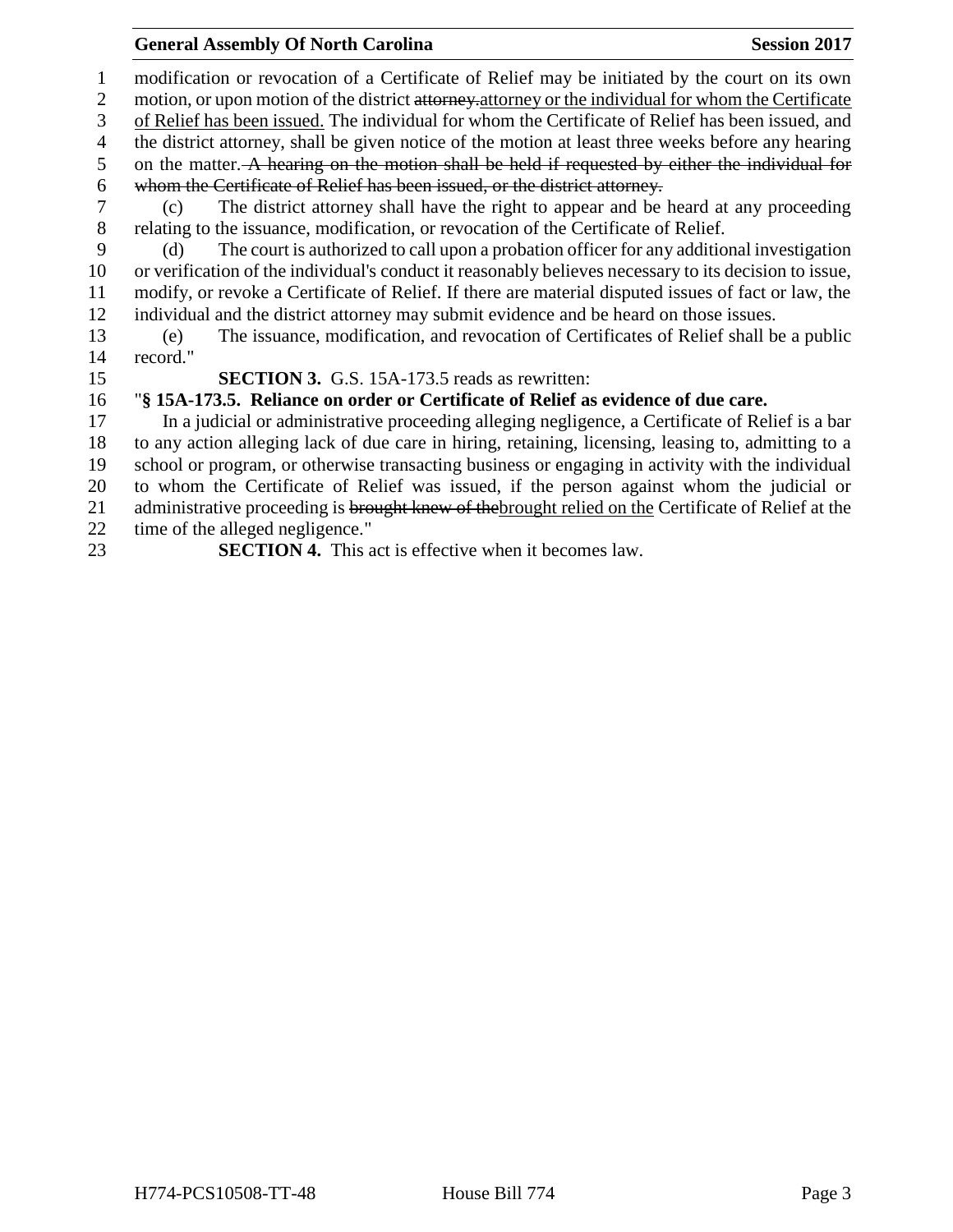modification or revocation of a Certificate of Relief may be initiated by the court on its own motion, or upon motion of the district ~~attorney.~~attorney or the individual for whom the Certificate of Relief has been issued. The individual for whom the Certificate of Relief has been issued, and the district attorney, shall be given notice of the motion at least three weeks before any hearing on the matter. ~~A hearing on the motion shall be held if requested by either the individual for whom the Certificate of Relief has been issued, or the district attorney.~~

(c) The district attorney shall have the right to appear and be heard at any proceeding relating to the issuance, modification, or revocation of the Certificate of Relief.

(d) The court is authorized to call upon a probation officer for any additional investigation or verification of the individual's conduct it reasonably believes necessary to its decision to issue, modify, or revoke a Certificate of Relief. If there are material disputed issues of fact or law, the individual and the district attorney may submit evidence and be heard on those issues.

(e) The issuance, modification, and revocation of Certificates of Relief shall be a public record."

**SECTION 3.** G.S. 15A-173.5 reads as rewritten:

"**§ 15A-173.5. Reliance on order or Certificate of Relief as evidence of due care.**

In a judicial or administrative proceeding alleging negligence, a Certificate of Relief is a bar to any action alleging lack of due care in hiring, retaining, licensing, leasing to, admitting to a school or program, or otherwise transacting business or engaging in activity with the individual to whom the Certificate of Relief was issued, if the person against whom the judicial or administrative proceeding is ~~brought knew of the~~brought relied on the Certificate of Relief at the time of the alleged negligence."

**SECTION 4.** This act is effective when it becomes law.